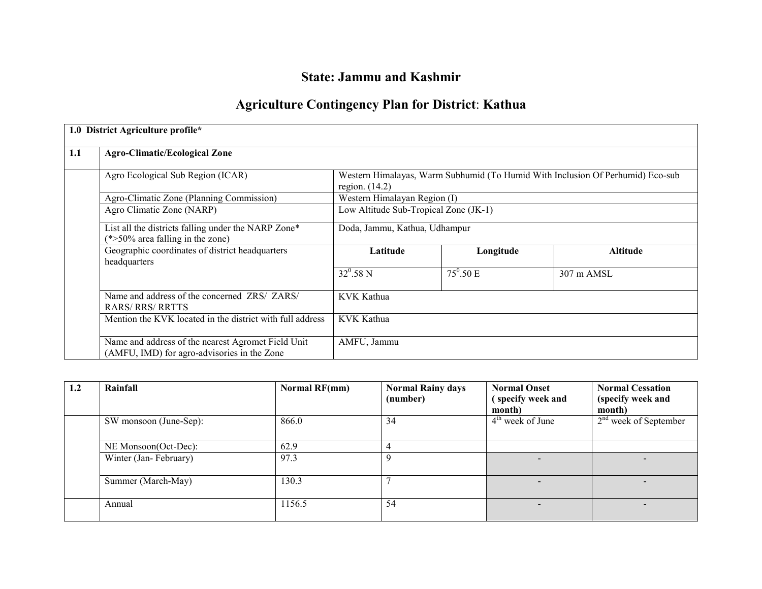# State: Jammu and Kashmir

## Agriculture Contingency Plan for District: Kathua

| 1.0 District Agriculture profile* | | | | |
|---|---|---|---|---|
| 1.1 | Agro-Climatic/Ecological Zone | | | |
| | Agro Ecological Sub Region (ICAR) | Western Himalayas, Warm Subhumid (To Humid With Inclusion Of Perhumid) Eco-sub region. (14.2) | | |
| | Agro-Climatic Zone (Planning Commission) | Western Himalayan Region (I) | | |
| | Agro Climatic Zone (NARP) | Low Altitude Sub-Tropical Zone (JK-1) | | |
| | List all the districts falling under the NARP Zone* (*>50% area falling in the zone) | Doda, Jammu, Kathua, Udhampur | | |
| | Geographic coordinates of district headquarters headquarters | **Latitude** | **Longitude** | **Altitude** |
| | | $32^0$.58 N | $75^0$.50 E | 307 m AMSL |
| | Name and address of the concerned ZRS/ ZARS/ RARS/ RRS/ RRTTS | KVK Kathua | | |
| | Mention the KVK located in the district with full address | KVK Kathua | | |
| | Name and address of the nearest Agromet Field Unit (AMFU, IMD) for agro-advisories in the Zone | AMFU, Jammu | | |

| 1.2 | Rainfall | Normal RF(mm) | Normal Rainy days (number) | Normal Onset ( specify week and month) | Normal Cessation (specify week and month) |
|---|---|---|---|---|---|
| | SW monsoon (June-Sep): | 866.0 | 34 | 4th week of June | 2nd week of September |
| | NE Monsoon(Oct-Dec): | 62.9 | 4 | | |
| | Winter (Jan- February) | 97.3 | 9 | - | - |
| | Summer (March-May) | 130.3 | 7 | - | - |
| | Annual | 1156.5 | 54 | - | - |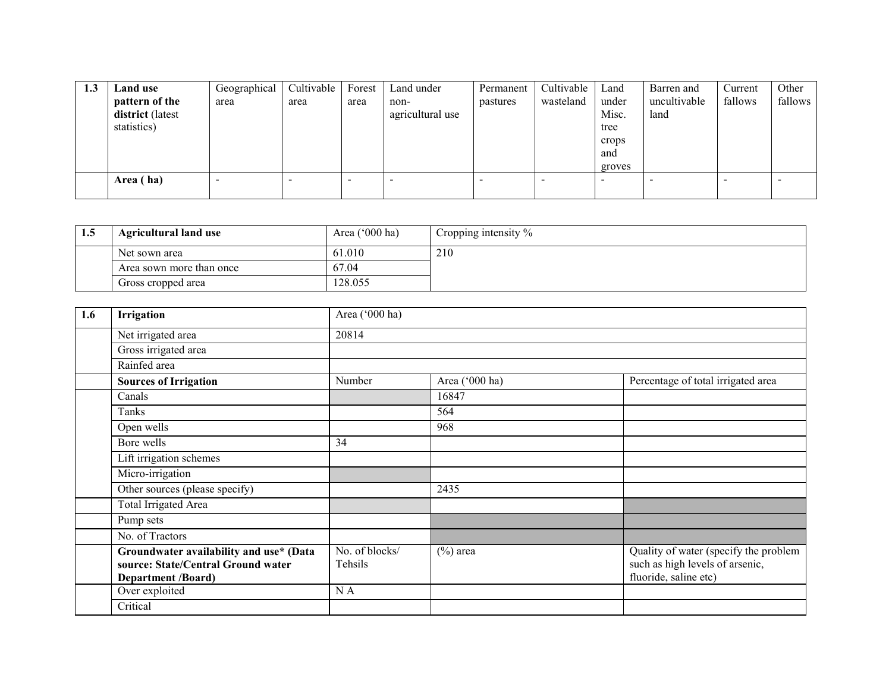| 1.3 | **Land use pattern of the district** (latest statistics) | Geographical area | Cultivable area | Forest area | Land under non-agricultural use | Permanent pastures | Cultivable wasteland | Land under Misc. tree crops and groves | Barren and uncultivable land | Current fallows | Other fallows |
|---|---|---|---|---|---|---|---|---|---|---|---|
| | **Area ( ha)** | - | - | - | - | - | - | - | - | - | - |

| 1.5 | **Agricultural land use** | Area ('000 ha) | Cropping intensity % |
|---|---|---|---|
| | Net sown area | 61.010 | 210 |
| | Area sown more than once | 67.04 | |
| | Gross cropped area | 128.055 | |

| 1.6 | **Irrigation** | Area ('000 ha) | | |
|---|---|---|---|---|
| | Net irrigated area | 20814 | | |
| | Gross irrigated area | | | |
| | Rainfed area | | | |
| | **Sources of Irrigation** | Number | Area ('000 ha) | Percentage of total irrigated area |
| | Canals | | 16847 | |
| | Tanks | | 564 | |
| | Open wells | | 968 | |
| | Bore wells | 34 | | |
| | Lift irrigation schemes | | | |
| | Micro-irrigation | | | |
| | Other sources (please specify) | | 2435 | |
| | Total Irrigated Area | | | |
| | Pump sets | | | |
| | No. of Tractors | | | |
| | **Groundwater availability and use\* (Data source: State/Central Ground water Department /Board)** | No. of blocks/ Tehsils | (%) area | Quality of water (specify the problem such as high levels of arsenic, fluoride, saline etc) |
| | Over exploited | N A | | |
| | Critical | | | |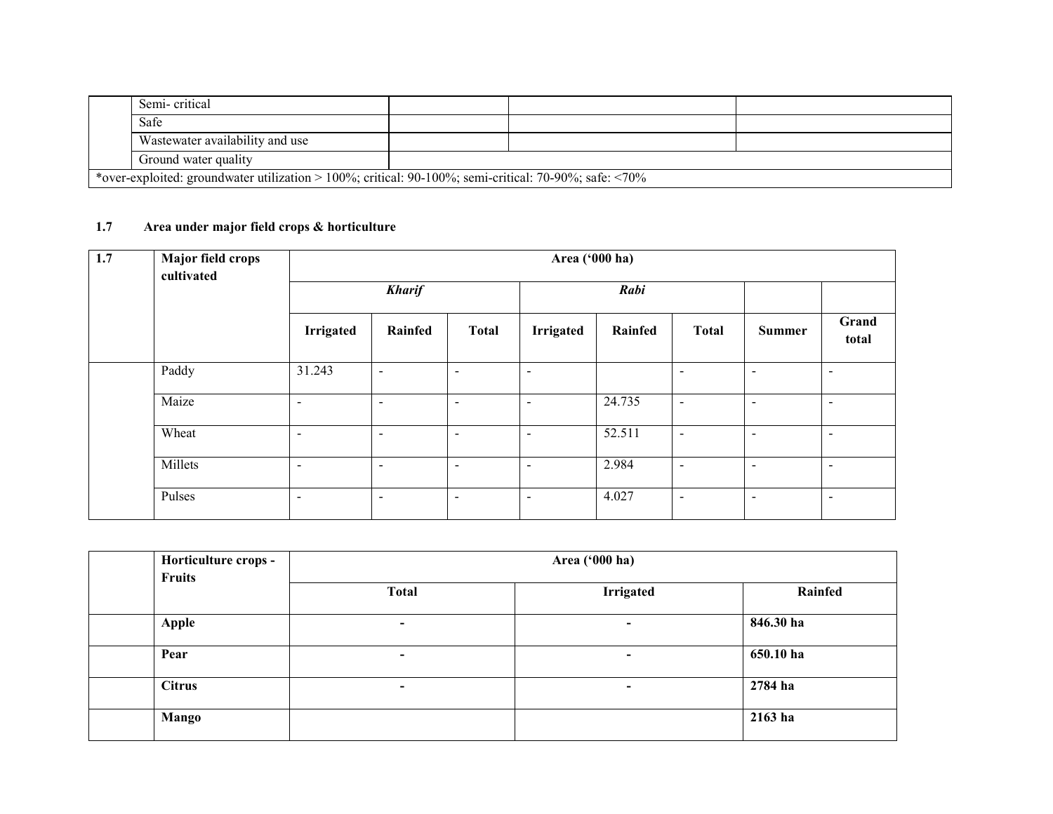|  | Semi- critical |  |  |  |
|---|---|---|---|---|
|  | Safe |  |  |  |
|  | Wastewater availability and use |  |  |  |
|  | Ground water quality |  |  |  |
| *over-exploited: groundwater utilization > 100%; critical: 90-100%; semi-critical: 70-90%; safe: <70% | | | | |

**1.7 Area under major field crops & horticulture**

| 1.7 | Major field crops cultivated | Area ('000 ha) | | | | | | | |
|---|---|---|---|---|---|---|---|---|---|
|  |  | *Kharif* | | | *Rabi* | | |  |  |
|  |  | Irrigated | Rainfed | Total | Irrigated | Rainfed | Total | Summer | Grand total |
|  | Paddy | 31.243 | - | - | - |  | - | - | - |
|  | Maize | - | - | - | - | 24.735 | - | - | - |
|  | Wheat | - | - | - | - | 52.511 | - | - | - |
|  | Millets | - | - | - | - | 2.984 | - | - | - |
|  | Pulses | - | - | - | - | 4.027 | - | - | - |

|  | Horticulture crops - Fruits | Area ('000 ha) | | |
|---|---|---|---|---|
|  |  | Total | Irrigated | Rainfed |
|  | **Apple** | **-** | **-** | **846.30 ha** |
|  | **Pear** | **-** | **-** | **650.10 ha** |
|  | **Citrus** | **-** | **-** | **2784 ha** |
|  | **Mango** |  |  | **2163 ha** |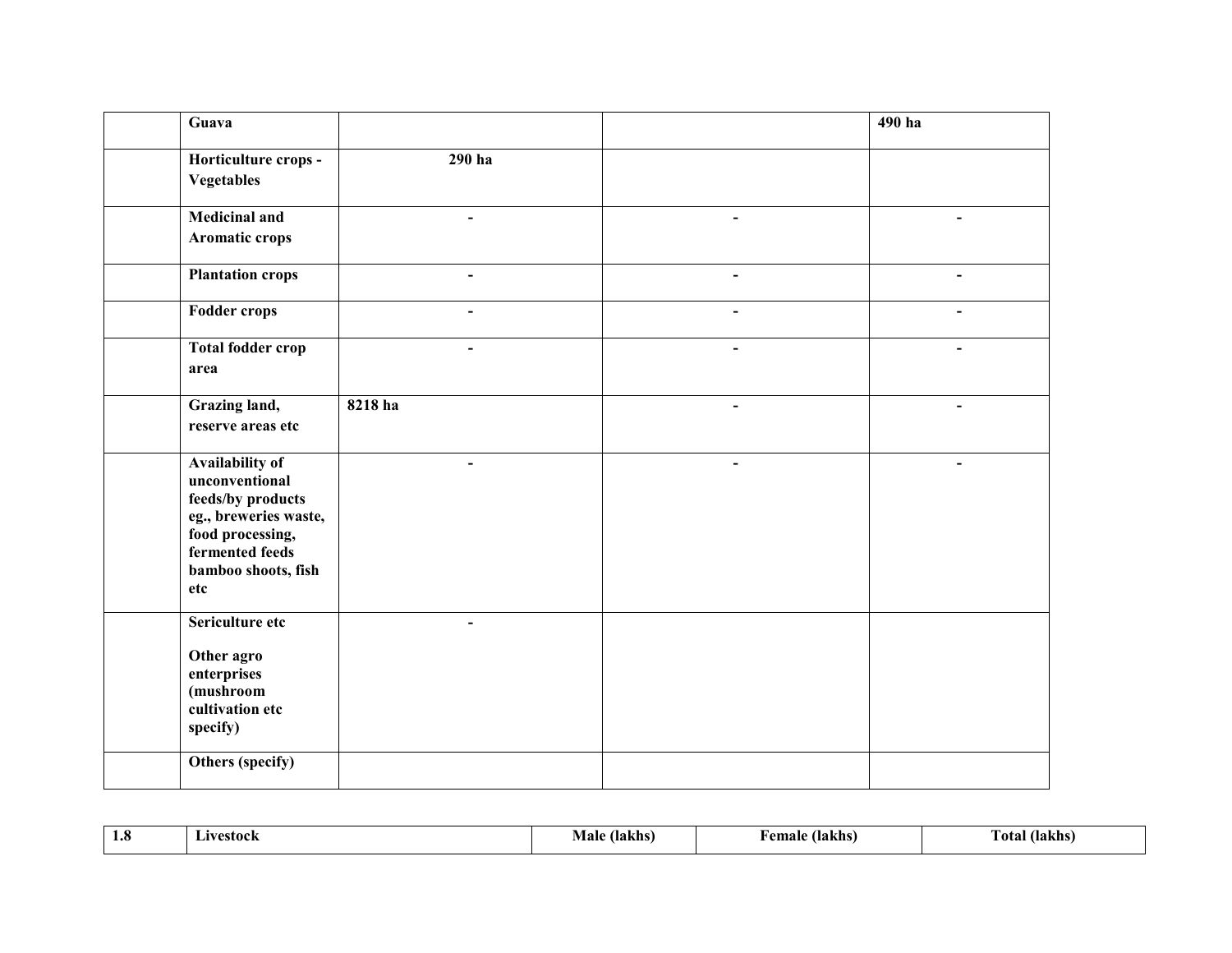| | | | | |
|---|---|---|---|---|
| | **Guava** | | | **490 ha** |
| | **Horticulture crops - Vegetables** | **290 ha** | | |
| | **Medicinal and Aromatic crops** | - | - | - |
| | **Plantation crops** | - | - | - |
| | **Fodder crops** | - | - | - |
| | **Total fodder crop area** | - | - | - |
| | **Grazing land, reserve areas etc** | **8218 ha** | - | - |
| | **Availability of unconventional feeds/by products eg., breweries waste, food processing, fermented feeds bamboo shoots, fish etc** | - | - | - |
| | **Sericulture etc**<br><br>**Other agro enterprises (mushroom cultivation etc specify)** | - | | |
| | **Others (specify)** | | | |

| 1.8 | Livestock | Male (lakhs) | Female (lakhs) | Total (lakhs) |
|---|---|---|---|---|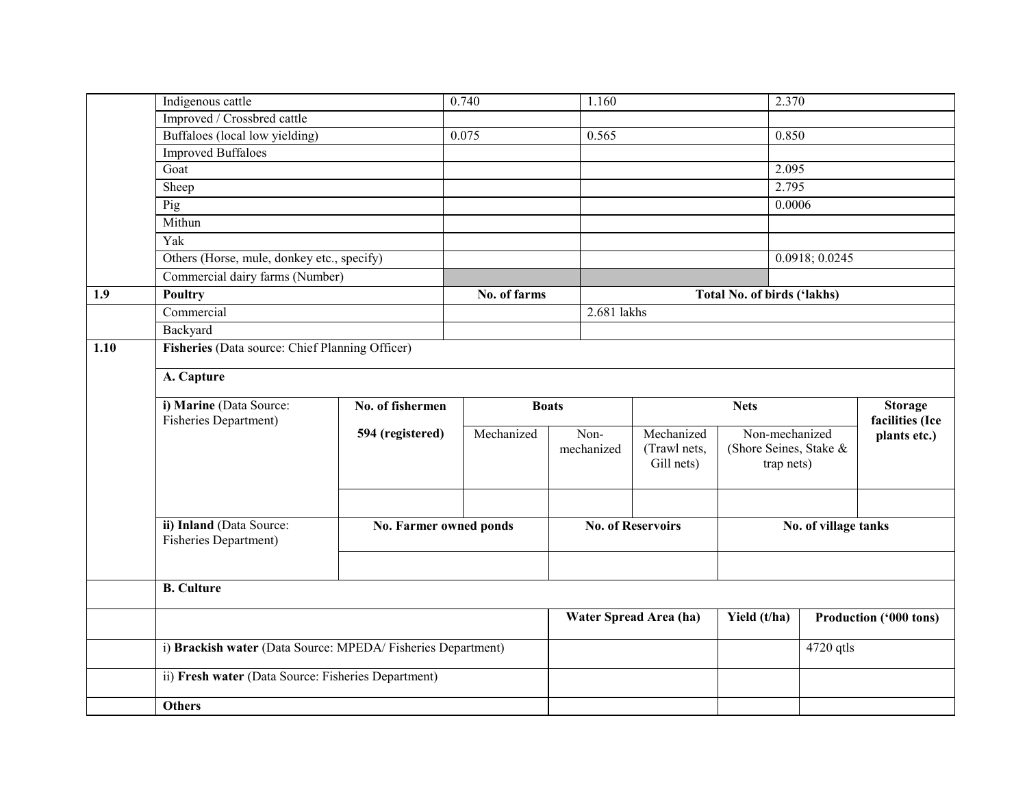| | | | | |
|---|---|---|---|---|
| | Indigenous cattle | 0.740 | 1.160 | 2.370 |
| | Improved / Crossbred cattle | | | |
| | Buffaloes (local low yielding) | 0.075 | 0.565 | 0.850 |
| | Improved Buffaloes | | | |
| | Goat | | | 2.095 |
| | Sheep | | | 2.795 |
| | Pig | | | 0.0006 |
| | Mithun | | | |
| | Yak | | | |
| | Others (Horse, mule, donkey etc., specify) | | | 0.0918; 0.0245 |
| | Commercial dairy farms (Number) | | | |
| **1.9** | **Poultry** | **No. of farms** | **Total No. of birds ('lakhs)** | |
| | Commercial | | 2.681 lakhs | |
| | Backyard | | | |

| | | | | | | | |
|---|---|---|---|---|---|---|---|
| **1.10** | **Fisheries** (Data source: Chief Planning Officer) | | | | | | |
| | **A. Capture** | | | | | | |
| | **i) Marine** (Data Source: Fisheries Department) | **No. of fishermen** | **Boats** | | **Nets** | | **Storage facilities (Ice plants etc.)** |
| | | **594 (registered)** | Mechanized | Non-mechanized | Mechanized (Trawl nets, Gill nets) | Non-mechanized (Shore Seines, Stake & trap nets) | |
| | | | | | | | |
| | **ii) Inland** (Data Source: Fisheries Department) | **No. Farmer owned ponds** | | **No. of Reservoirs** | | **No. of village tanks** | |
| | | | | | | | |

| | | | | |
|---|---|---|---|---|
| | **B. Culture** | | | |
| | | **Water Spread Area (ha)** | **Yield (t/ha)** | **Production ('000 tons)** |
| | i) **Brackish water** (Data Source: MPEDA/ Fisheries Department) | | | 4720 qtls |
| | ii) **Fresh water** (Data Source: Fisheries Department) | | | |
| | **Others** | | | |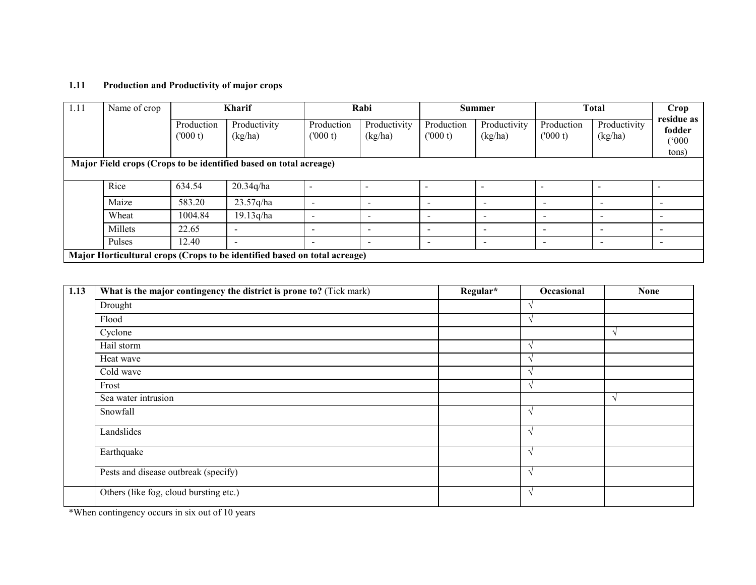### 1.11 Production and Productivity of major crops

| 1.11 | Name of crop | Kharif | | Rabi | | Summer | | Total | | Crop residue as fodder ('000 tons) |
|---|---|---|---|---|---|---|---|---|---|---|
| | | Production ('000 t) | Productivity (kg/ha) | Production ('000 t) | Productivity (kg/ha) | Production ('000 t) | Productivity (kg/ha) | Production ('000 t) | Productivity (kg/ha) | |
| **Major Field crops (Crops to be identified based on total acreage)** | | | | | | | | | | |
| | Rice | 634.54 | 20.34q/ha | - | - | - | - | - | - | - |
| | Maize | 583.20 | 23.57q/ha | - | - | - | - | - | - | - |
| | Wheat | 1004.84 | 19.13q/ha | - | - | - | - | - | - | - |
| | Millets | 22.65 | - | - | - | - | - | - | - | - |
| | Pulses | 12.40 | - | - | - | - | - | - | - | - |
| **Major Horticultural crops (Crops to be identified based on total acreage)** | | | | | | | | | | |

| 1.13 | **What is the major contingency the district is prone to?** (Tick mark) | **Regular*** | **Occasional** | **None** |
|---|---|---|---|---|
| | Drought | | √ | |
| | Flood | | √ | |
| | Cyclone | | | √ |
| | Hail storm | | √ | |
| | Heat wave | | √ | |
| | Cold wave | | √ | |
| | Frost | | √ | |
| | Sea water intrusion | | | √ |
| | Snowfall | | √ | |
| | Landslides | | √ | |
| | Earthquake | | √ | |
| | Pests and disease outbreak (specify) | | √ | |
| | Others (like fog, cloud bursting etc.) | | √ | |

*When contingency occurs in six out of 10 years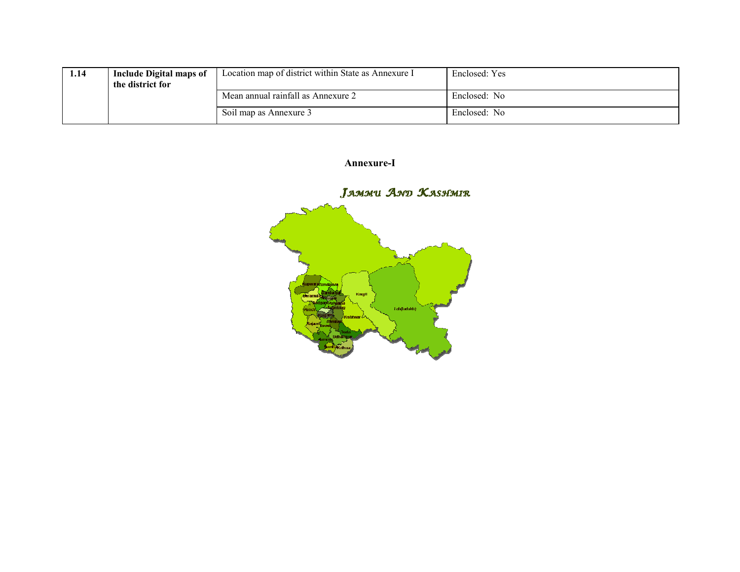| 1.14 | Include Digital maps of the district for | Location map of district within State as Annexure I | Enclosed: Yes |
|---|---|---|---|
| | | Mean annual rainfall as Annexure 2 | Enclosed: No |
| | | Soil map as Annexure 3 | Enclosed: No |

## Annexure-I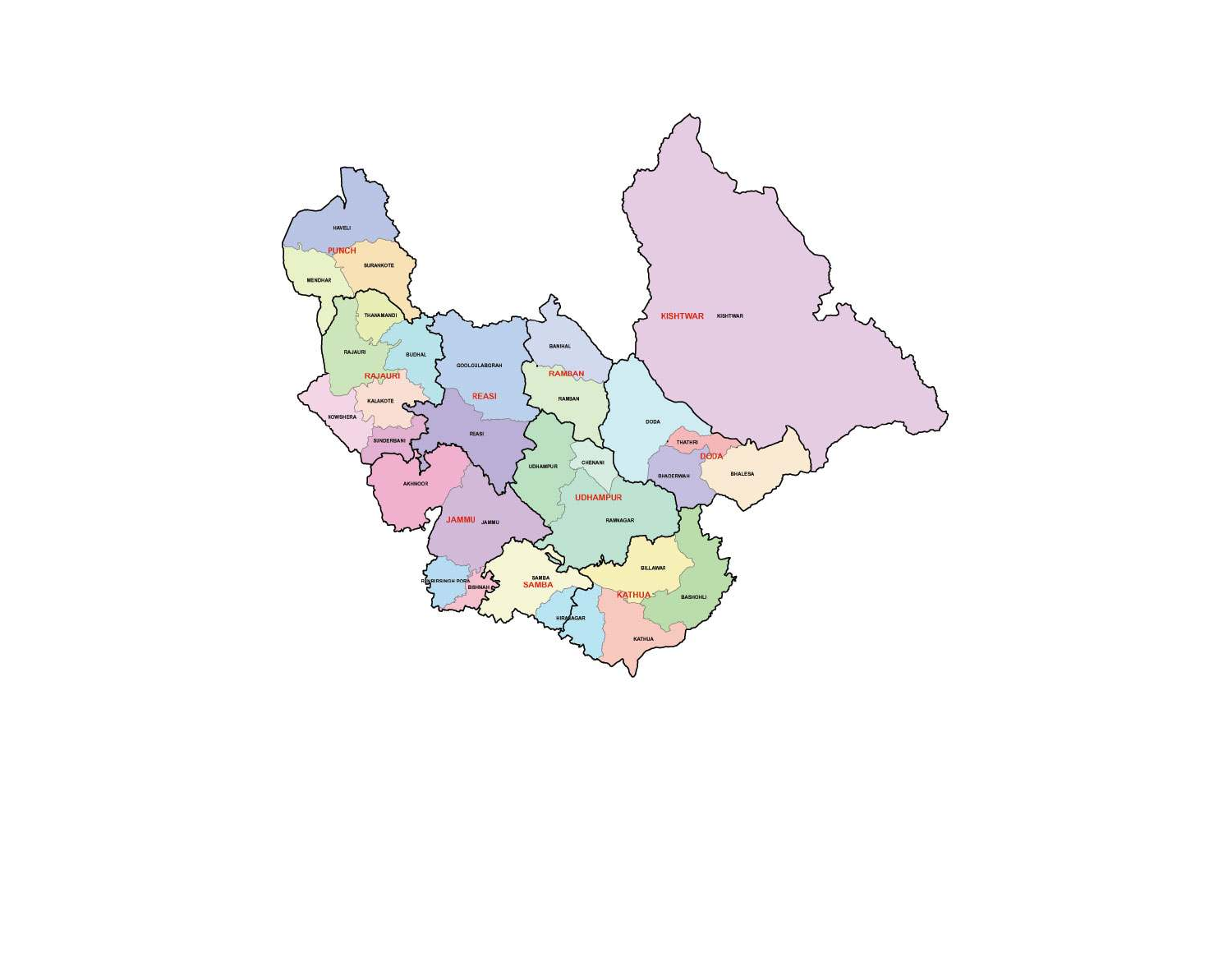HAVELI

PUNCH

SURANKOTE

MENDHAR

THANAMANDI

RAJAURI

BUDHAL

GOOLGULABGRAH

BANIHAL

KISHTWAR

KISHTWAR

RAJAURI

REASI

RAMBAN

RAMBAN

KALAKOTE

KOWSHERA

REASI

DODA

THATHRI

SINDERBANI

DODA

UDHAMPUR

CHENANI

BHADERWAH

BHALESA

AKHNOOR

UDHAMPUR

JAMMU

JAMMU

RAMNAGAR

BILLAWAR

SAMBA

RANBIRSINGH PORA

SAMBA

BISHNAH

KATHUA

BASHOHLI

HIRANAGAR

KATHUA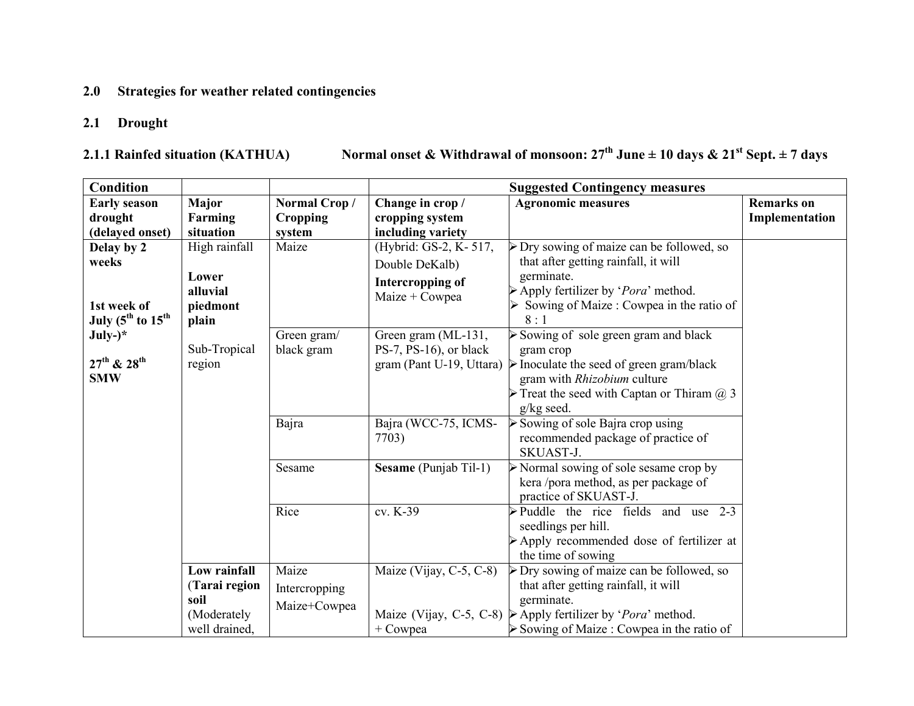## 2.0 Strategies for weather related contingencies

### 2.1 Drought

#### 2.1.1 Rainfed situation (KATHUA) Normal onset & Withdrawal of monsoon: 27th June ± 10 days & 21st Sept. ± 7 days

| Condition | | | Suggested Contingency measures | | |
|---|---|---|---|---|---|
| **Early season drought (delayed onset)** | **Major Farming situation** | **Normal Crop / Cropping system** | **Change in crop / cropping system including variety** | **Agronomic measures** | **Remarks on Implementation** |
| **Delay by 2 weeks**<br><br>**1st week of July (5th to 15th July-)***<br><br>**27th & 28th SMW** | High rainfall<br><br>**Lower alluvial piedmont plain**<br><br>Sub-Tropical region | Maize | (Hybrid: GS-2, K- 517, Double DeKalb)<br>**Intercropping of** Maize + Cowpea | ➢ Dry sowing of maize can be followed, so that after getting rainfall, it will germinate.<br>➢ Apply fertilizer by '*Pora*' method.<br>➢ Sowing of Maize : Cowpea in the ratio of 8 : 1 | |
| | | Green gram/ black gram | Green gram (ML-131, PS-7, PS-16), or black gram (Pant U-19, Uttara) | ➢ Sowing of sole green gram and black gram crop<br>➢ Inoculate the seed of green gram/black gram with *Rhizobium* culture<br>➢ Treat the seed with Captan or Thiram @ 3 g/kg seed. | |
| | | Bajra | Bajra (WCC-75, ICMS-7703) | ➢ Sowing of sole Bajra crop using recommended package of practice of SKUAST-J. | |
| | | Sesame | **Sesame** (Punjab Til-1) | ➢ Normal sowing of sole sesame crop by kera /pora method, as per package of practice of SKUAST-J. | |
| | | Rice | cv. K-39 | ➢ Puddle the rice fields and use 2-3 seedlings per hill.<br>➢ Apply recommended dose of fertilizer at the time of sowing | |
| | **Low rainfall** (**Tarai region soil** (Moderately well drained, | Maize<br>Intercropping Maize+Cowpea | Maize (Vijay, C-5, C-8)<br><br>Maize (Vijay, C-5, C-8) + Cowpea | ➢ Dry sowing of maize can be followed, so that after getting rainfall, it will germinate.<br>➢ Apply fertilizer by '*Pora*' method.<br>➢ Sowing of Maize : Cowpea in the ratio of | |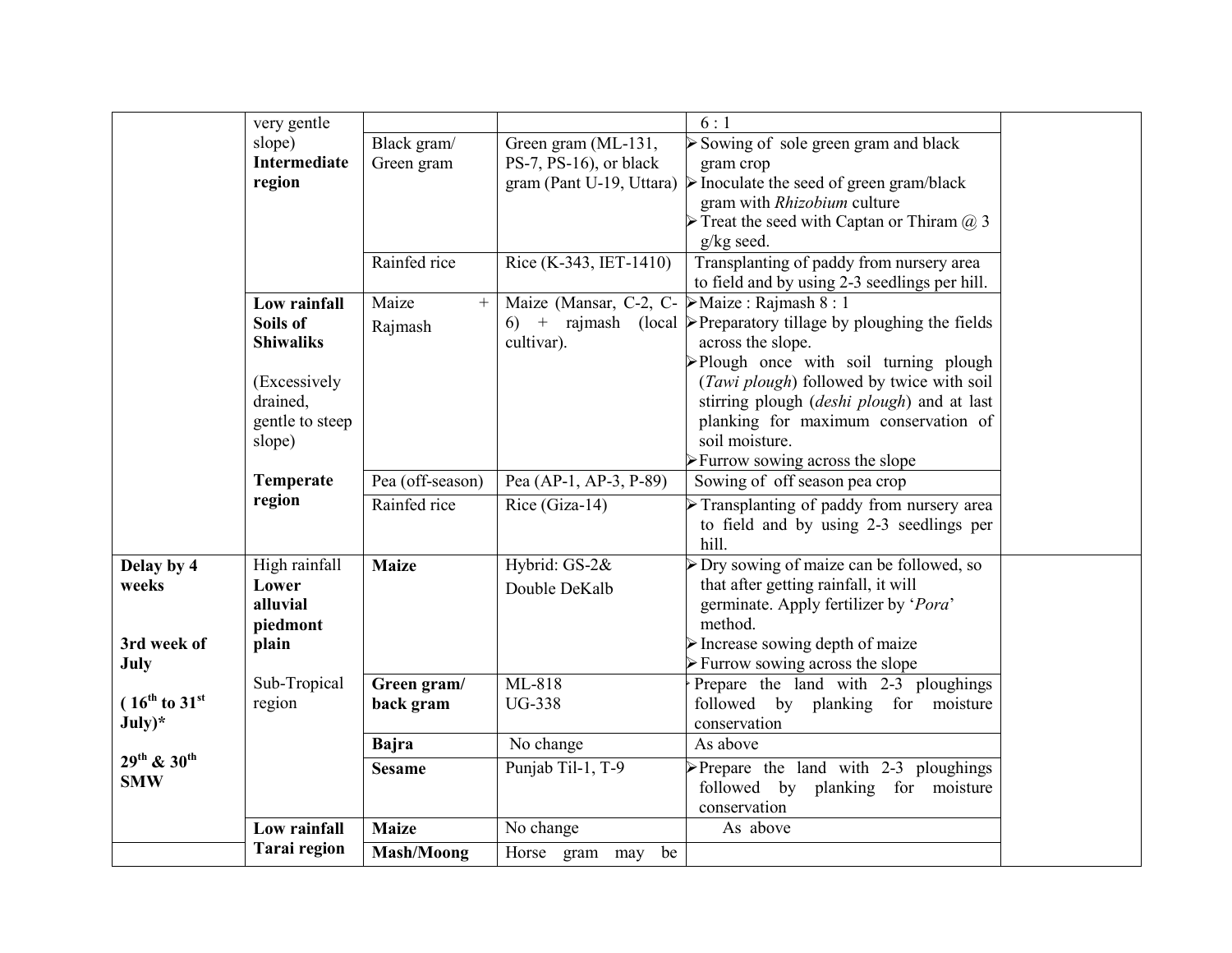| | | | | | |
|---|---|---|---|---|---|
| | very gentle slope) **Intermediate region** | | | 6 : 1 | |
| | | Black gram/ Green gram | Green gram (ML-131, PS-7, PS-16), or black gram (Pant U-19, Uttara) | ➢ Sowing of sole green gram and black gram crop<br>➢ Inoculate the seed of green gram/black gram with *Rhizobium* culture<br>➢ Treat the seed with Captan or Thiram @ 3 g/kg seed. | |
| | | Rainfed rice | Rice (K-343, IET-1410) | Transplanting of paddy from nursery area to field and by using 2-3 seedlings per hill. | |
| | **Low rainfall Soils of Shiwaliks**<br><br>(Excessively drained, gentle to steep slope) | Maize + Rajmash | Maize (Mansar, C-2, C-6) + rajmash (local cultivar). | ➢ Maize : Rajmash 8 : 1<br>➢ Preparatory tillage by ploughing the fields across the slope.<br>➢ Plough once with soil turning plough (*Tawi plough*) followed by twice with soil stirring plough (*deshi plough*) and at last planking for maximum conservation of soil moisture.<br>➢ Furrow sowing across the slope | |
| | **Temperate region** | Pea (off-season) | Pea (AP-1, AP-3, P-89) | Sowing of off season pea crop | |
| | | Rainfed rice | Rice (Giza-14) | ➢ Transplanting of paddy from nursery area to field and by using 2-3 seedlings per hill. | |
| **Delay by 4 weeks**<br><br>**3rd week of July**<br><br>**( 16th to 31st July)***<br><br>**29th & 30th SMW** | High rainfall **Lower alluvial piedmont plain** | **Maize** | Hybrid: GS-2& Double DeKalb | ➢ Dry sowing of maize can be followed, so that after getting rainfall, it will germinate. Apply fertilizer by '*Pora*' method.<br>➢ Increase sowing depth of maize<br>➢ Furrow sowing across the slope | |
| | Sub-Tropical region | **Green gram/ back gram** | ML-818<br>UG-338 | Prepare the land with 2-3 ploughings followed by planking for moisture conservation | |
| | | **Bajra** | No change | As above | |
| | | **Sesame** | Punjab Til-1, T-9 | ➢ Prepare the land with 2-3 ploughings followed by planking for moisture conservation | |
| | **Low rainfall Tarai region** | **Maize** | No change | As above | |
| | | **Mash/Moong** | Horse gram may be | | |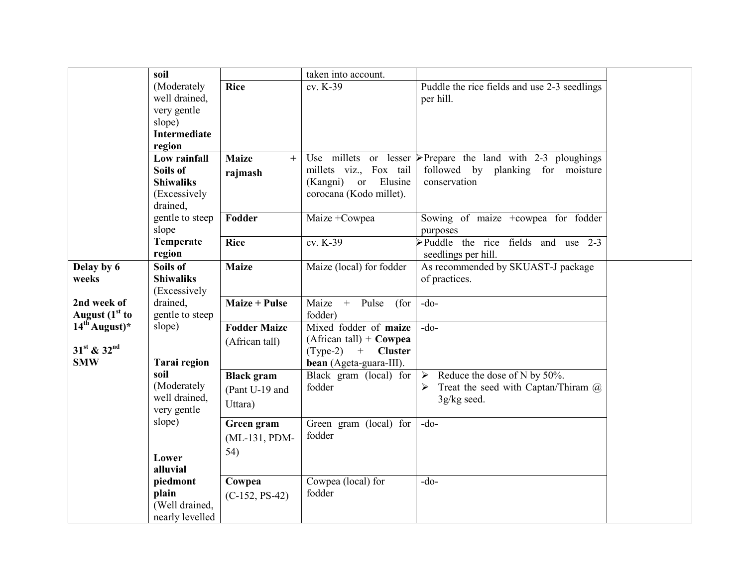| | | | | | |
|---|---|---|---|---|---|
| | **soil** (Moderately well drained, very gentle slope) **Intermediate region** | | taken into account. | | |
| | | **Rice** | cv. K-39 | Puddle the rice fields and use 2-3 seedlings per hill. | |
| | **Low rainfall Soils of Shiwaliks** (Excessively drained, gentle to steep slope **Temperate region** | **Maize + rajmash** | Use millets or lesser millets viz., Fox tail (Kangni) or Elusine corocana (Kodo millet). | ➢Prepare the land with 2-3 ploughings followed by planking for moisture conservation | |
| | | **Fodder** | Maize +Cowpea | Sowing of maize +cowpea for fodder purposes | |
| | | **Rice** | cv. K-39 | ➢Puddle the rice fields and use 2-3 seedlings per hill. | |
| **Delay by 6 weeks** **2nd week of August (1st to 14th August)*** **31st & 32nd SMW** | **Soils of Shiwaliks** (Excessively drained, gentle to steep slope) **Tarai region soil** (Moderately well drained, very gentle slope) **Lower alluvial piedmont plain** (Well drained, nearly levelled | **Maize** | Maize (local) for fodder | As recommended by SKUAST-J package of practices. | |
| | | **Maize + Pulse** | Maize + Pulse (for fodder) | -do- | |
| | | **Fodder Maize** (African tall) | Mixed fodder of **maize** (African tall) + **Cowpea** (Type-2) + **Cluster bean** (Ageta-guara-III). | -do- | |
| | | **Black gram** (Pant U-19 and Uttara) | Black gram (local) for fodder | ➢ Reduce the dose of N by 50%. ➢ Treat the seed with Captan/Thiram @ 3g/kg seed. | |
| | | **Green gram** (ML-131, PDM-54) | Green gram (local) for fodder | -do- | |
| | | **Cowpea** (C-152, PS-42) | Cowpea (local) for fodder | -do- | |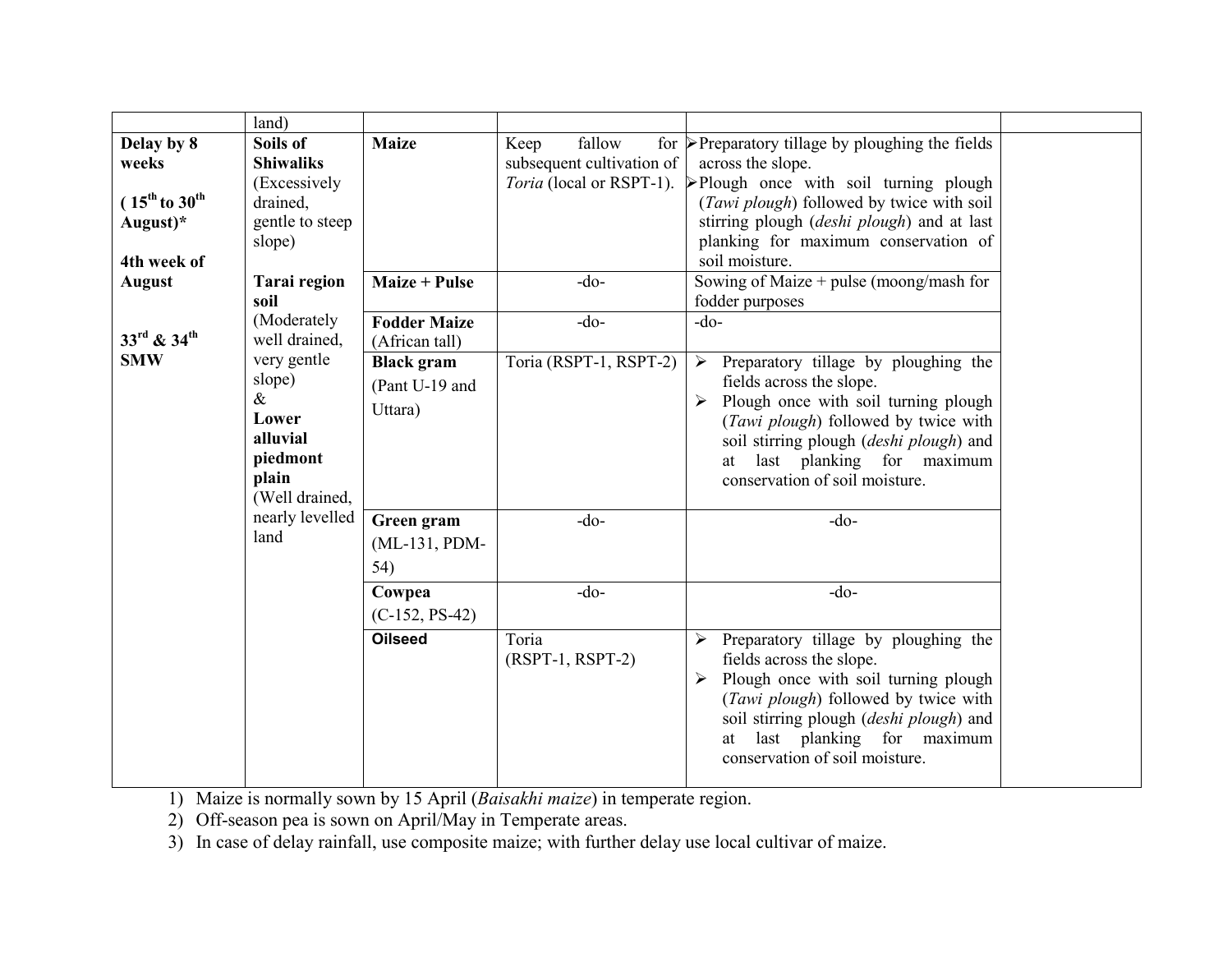| | land) | | | | |
|---|---|---|---|---|---|
| **Delay by 8 weeks** **( 15th to 30th August)*** **4th week of August** **33rd & 34th SMW** | **Soils of Shiwaliks** (Excessively drained, gentle to steep slope) **Tarai region soil** (Moderately well drained, very gentle slope) & **Lower alluvial piedmont plain** (Well drained, nearly levelled land | **Maize** | Keep fallow for subsequent cultivation of *Toria* (local or RSPT-1). | ➢Preparatory tillage by ploughing the fields across the slope. ➢Plough once with soil turning plough (*Tawi plough*) followed by twice with soil stirring plough (*deshi plough*) and at last planking for maximum conservation of soil moisture. | |
| | | **Maize + Pulse** | -do- | Sowing of Maize + pulse (moong/mash for fodder purposes | |
| | | **Fodder Maize** (African tall) | -do- | -do- | |
| | | **Black gram** (Pant U-19 and Uttara) | Toria (RSPT-1, RSPT-2) | ➢ Preparatory tillage by ploughing the fields across the slope. ➢ Plough once with soil turning plough (*Tawi plough*) followed by twice with soil stirring plough (*deshi plough*) and at last planking for maximum conservation of soil moisture. | |
| | | **Green gram** (ML-131, PDM-54) | -do- | -do- | |
| | | **Cowpea** (C-152, PS-42) | -do- | -do- | |
| | | **Oilseed** | Toria (RSPT-1, RSPT-2) | ➢ Preparatory tillage by ploughing the fields across the slope. ➢ Plough once with soil turning plough (*Tawi plough*) followed by twice with soil stirring plough (*deshi plough*) and at last planking for maximum conservation of soil moisture. | |

1) Maize is normally sown by 15 April (*Baisakhi maize*) in temperate region.
2) Off-season pea is sown on April/May in Temperate areas.
3) In case of delay rainfall, use composite maize; with further delay use local cultivar of maize.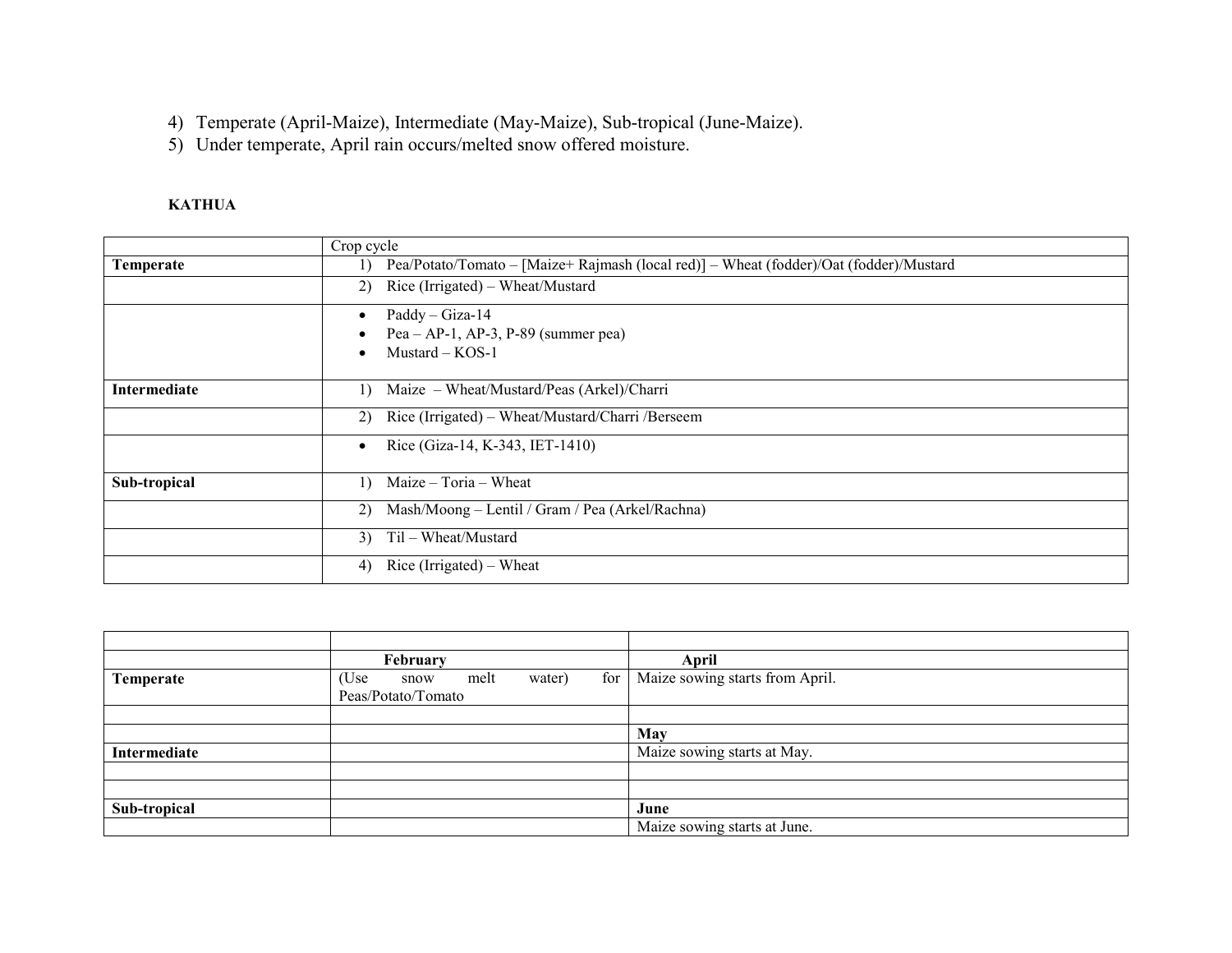4) Temperate (April-Maize), Intermediate (May-Maize), Sub-tropical (June-Maize).
5) Under temperate, April rain occurs/melted snow offered moisture.

**KATHUA**

| | Crop cycle |
|---|---|
| **Temperate** | 1) Pea/Potato/Tomato – [Maize+ Rajmash (local red)] – Wheat (fodder)/Oat (fodder)/Mustard |
| | 2) Rice (Irrigated) – Wheat/Mustard |
| | • Paddy – Giza-14<br>• Pea – AP-1, AP-3, P-89 (summer pea)<br>• Mustard – KOS-1 |
| **Intermediate** | 1) Maize – Wheat/Mustard/Peas (Arkel)/Charri |
| | 2) Rice (Irrigated) – Wheat/Mustard/Charri /Berseem |
| | • Rice (Giza-14, K-343, IET-1410) |
| **Sub-tropical** | 1) Maize – Toria – Wheat |
| | 2) Mash/Moong – Lentil / Gram / Pea (Arkel/Rachna) |
| | 3) Til – Wheat/Mustard |
| | 4) Rice (Irrigated) – Wheat |

| | | |
|---|---|---|
| | **February** | **April** |
| **Temperate** | (Use snow melt water) for Peas/Potato/Tomato | Maize sowing starts from April. |
| | | |
| | | **May** |
| **Intermediate** | | Maize sowing starts at May. |
| | | |
| | | |
| **Sub-tropical** | | **June** |
| | | Maize sowing starts at June. |